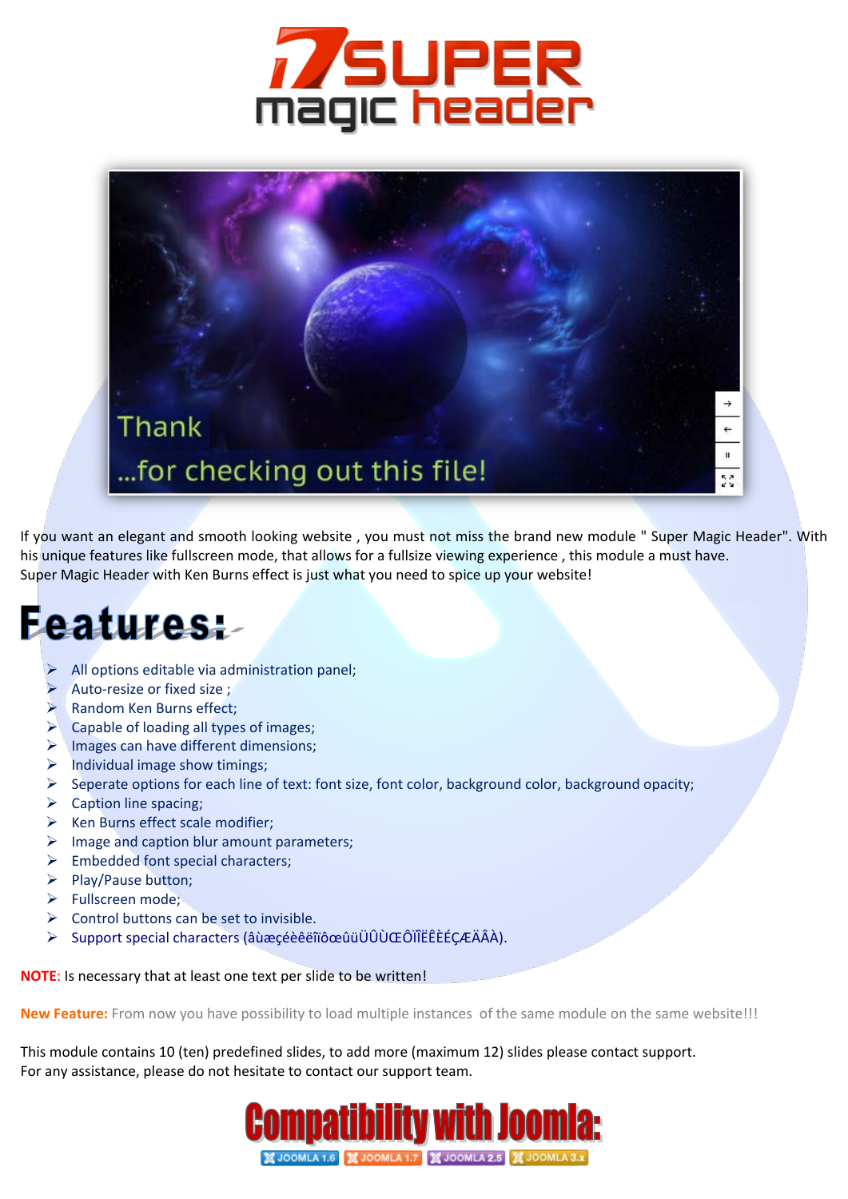# SUPER magic header

If you want an elegant and smooth looking website , you must not miss the brand new module " Super Magic Header". With his unique features like fullscreen mode, that allows for a fullsize viewing experience , this module a must have.
Super Magic Header with Ken Burns effect is just what you need to spice up your website!

## Features:

- All options editable via administration panel;
- Auto-resize or fixed size ;
- Random Ken Burns effect;
- Capable of loading all types of images;
- Images can have different dimensions;
- Individual image show timings;
- Seperate options for each line of text: font size, font color, background color, background opacity;
- Caption line spacing;
- Ken Burns effect scale modifier;
- Image and caption blur amount parameters;
- Embedded font special characters;
- Play/Pause button;
- Fullscreen mode;
- Control buttons can be set to invisible.
- Support special characters (âùæçéèêëïîôœûüÛÛÙŒÔÏÎËÊÈÉÇÆÄÂÀ).

**NOTE**: Is necessary that at least one text per slide to be written!

**New Feature:** From now you have possibility to load multiple instances of the same module on the same website!!!

This module contains 10 (ten) predefined slides, to add more (maximum 12) slides please contact support.
For any assistance, please do not hesitate to contact our support team.

## Compatibility with Joomla:

JOOMLA 1.6 JOOMLA 1.7 JOOMLA 2.5 JOOMLA 3.x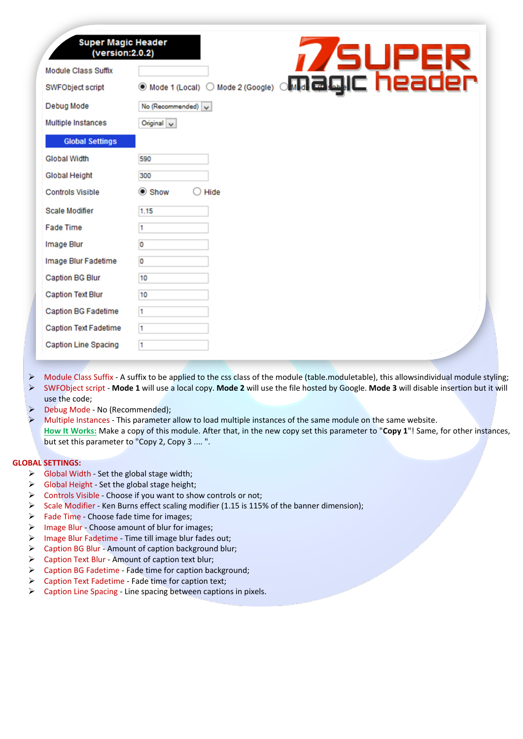**Super Magic Header (version:2.0.2)**

| Setting | Value |
|---|---|
| Module Class Suffix | |
| SWFObject script | Mode 1 (Local) / Mode 2 (Google) / Mode 3 |
| Debug Mode | No (Recommended) |
| Multiple Instances | Original |
| **Global Settings** | |
| Global Width | 590 |
| Global Height | 300 |
| Controls Visible | Show / Hide |
| Scale Modifier | 1.15 |
| Fade Time | 1 |
| Image Blur | 0 |
| Image Blur Fadetime | 0 |
| Caption BG Blur | 10 |
| Caption Text Blur | 10 |
| Caption BG Fadetime | 1 |
| Caption Text Fadetime | 1 |
| Caption Line Spacing | 1 |

- Module Class Suffix - A suffix to be applied to the css class of the module (table.moduletable), this allowsindividual module styling;
- SWFObject script - **Mode 1** will use a local copy. **Mode 2** will use the file hosted by Google. **Mode 3** will disable insertion but it will use the code;
- Debug Mode - No (Recommended);
- Multiple Instances - This parameter allow to load multiple instances of the same module on the same website.
  How It Works: Make a copy of this module. After that, in the new copy set this parameter to "**Copy 1**"! Same, for other instances, but set this parameter to "Copy 2, Copy 3 .... ".

**GLOBAL SETTINGS:**

- Global Width - Set the global stage width;
- Global Height - Set the global stage height;
- Controls Visible - Choose if you want to show controls or not;
- Scale Modifier - Ken Burns effect scaling modifier (1.15 is 115% of the banner dimension);
- Fade Time - Choose fade time for images;
- Image Blur - Choose amount of blur for images;
- Image Blur Fadetime - Time till image blur fades out;
- Caption BG Blur - Amount of caption background blur;
- Caption Text Blur - Amount of caption text blur;
- Caption BG Fadetime - Fade time for caption background;
- Caption Text Fadetime - Fade time for caption text;
- Caption Line Spacing - Line spacing between captions in pixels.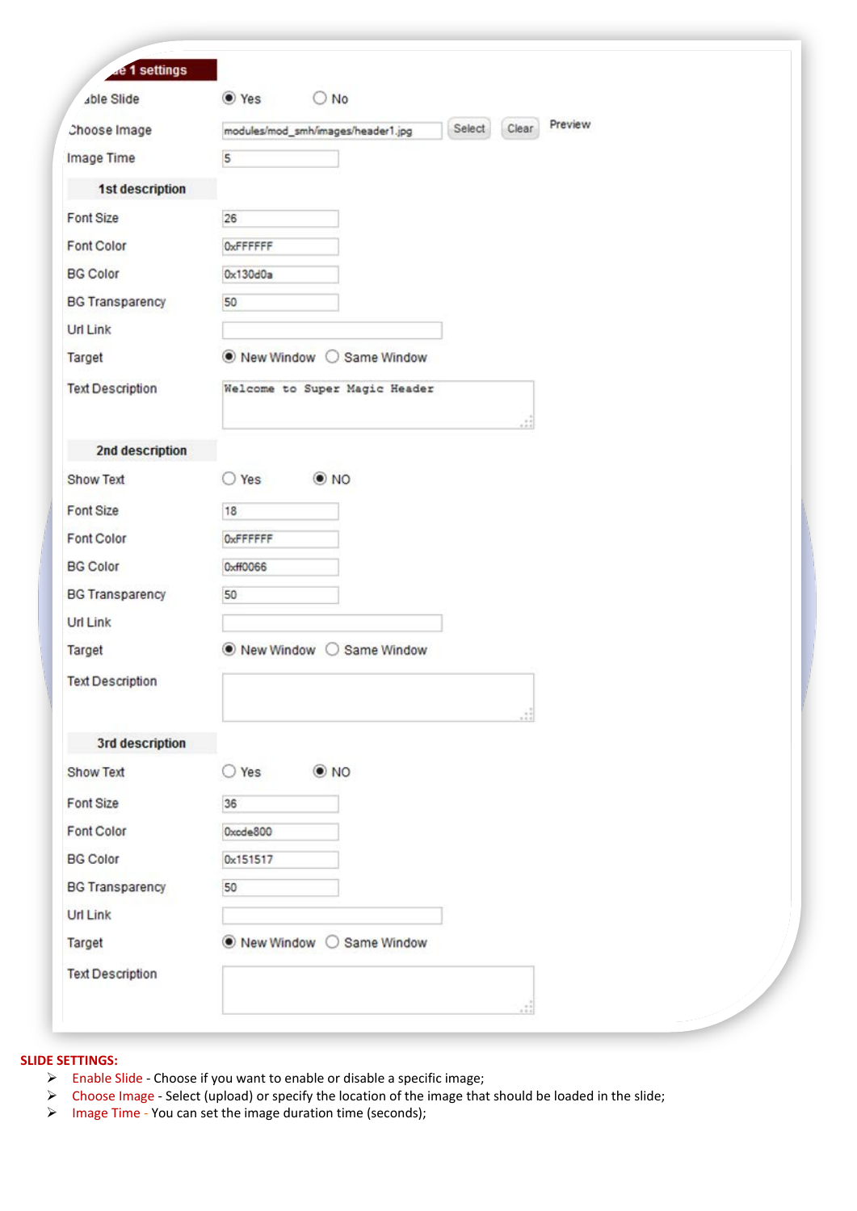| Slide 1 settings | |
|---|---|
| Enable Slide | (•) Yes ( ) No |
| Choose Image | modules/mod_smh/images/header1.jpg [Select] [Clear] Preview |
| Image Time | 5 |
| **1st description** | |
| Font Size | 26 |
| Font Color | 0xFFFFFF |
| BG Color | 0x130d0a |
| BG Transparency | 50 |
| Url Link | |
| Target | (•) New Window ( ) Same Window |
| Text Description | Welcome to Super Magic Header |
| **2nd description** | |
| Show Text | ( ) Yes (•) NO |
| Font Size | 18 |
| Font Color | 0xFFFFFF |
| BG Color | 0xff0066 |
| BG Transparency | 50 |
| Url Link | |
| Target | (•) New Window ( ) Same Window |
| Text Description | |
| **3rd description** | |
| Show Text | ( ) Yes (•) NO |
| Font Size | 36 |
| Font Color | 0xcde800 |
| BG Color | 0x151517 |
| BG Transparency | 50 |
| Url Link | |
| Target | (•) New Window ( ) Same Window |
| Text Description | |

**SLIDE SETTINGS:**

- Enable Slide - Choose if you want to enable or disable a specific image;
- Choose Image - Select (upload) or specify the location of the image that should be loaded in the slide;
- Image Time - You can set the image duration time (seconds);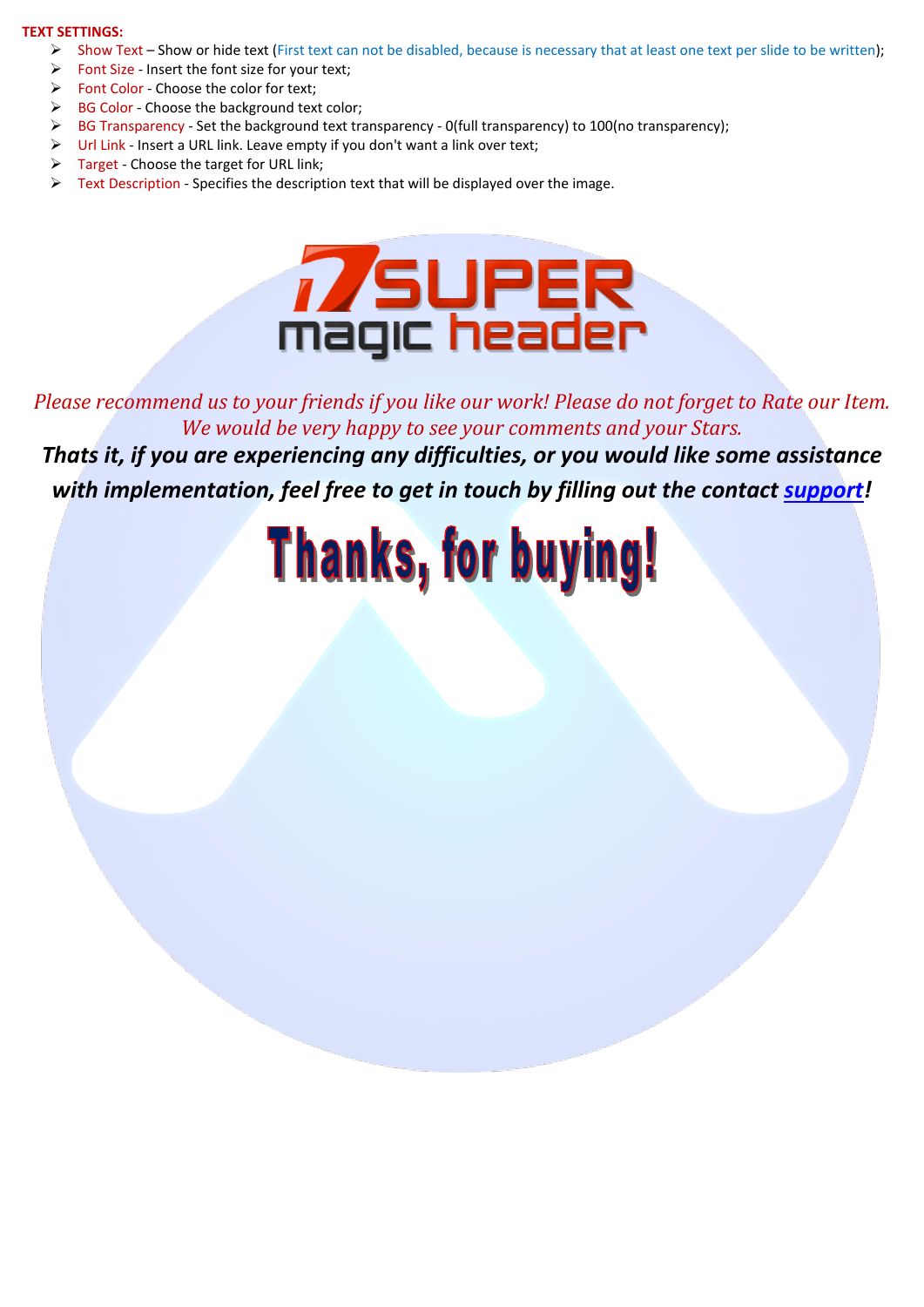**TEXT SETTINGS:**

- Show Text – Show or hide text (First text can not be disabled, because is necessary that at least one text per slide to be written);
- Font Size - Insert the font size for your text;
- Font Color - Choose the color for text;
- BG Color - Choose the background text color;
- BG Transparency - Set the background text transparency - 0(full transparency) to 100(no transparency);
- Url Link - Insert a URL link. Leave empty if you don't want a link over text;
- Target - Choose the target for URL link;
- Text Description - Specifies the description text that will be displayed over the image.

*Please recommend us to your friends if you like our work! Please do not forget to Rate our Item. We would be very happy to see your comments and your Stars.*

***Thats it, if you are experiencing any difficulties, or you would like some assistance with implementation, feel free to get in touch by filling out the contact support!***

**Thanks, for buying!**